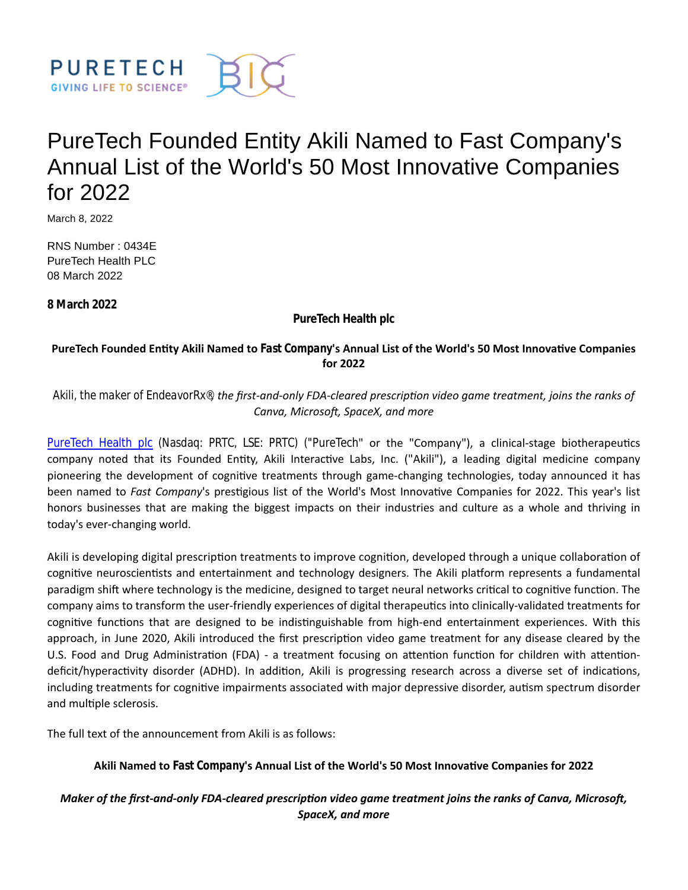# PureTech Founded Entity Akili Named to Fast Company's Annual List of the World's 50 Most Innovative Companies for 2022

March 8, 2022

RNS Number : 0434E
PureTech Health PLC
08 March 2022

**8 March 2022**

**PureTech Health plc**

**PureTech Founded Entity Akili Named to *Fast Company*'s Annual List of the World's 50 Most Innovative Companies for 2022**

*Akili, the maker of EndeavorRx®, the first-and-only FDA-cleared prescription video game treatment, joins the ranks of Canva, Microsoft, SpaceX, and more*

PureTech Health plc (Nasdaq: PRTC, LSE: PRTC) ("PureTech" or the "Company"), a clinical-stage biotherapeutics company noted that its Founded Entity, Akili Interactive Labs, Inc. ("Akili"), a leading digital medicine company pioneering the development of cognitive treatments through game-changing technologies, today announced it has been named to *Fast Company*'s prestigious list of the World's Most Innovative Companies for 2022. This year's list honors businesses that are making the biggest impacts on their industries and culture as a whole and thriving in today's ever-changing world.

Akili is developing digital prescription treatments to improve cognition, developed through a unique collaboration of cognitive neuroscientists and entertainment and technology designers. The Akili platform represents a fundamental paradigm shift where technology is the medicine, designed to target neural networks critical to cognitive function. The company aims to transform the user-friendly experiences of digital therapeutics into clinically-validated treatments for cognitive functions that are designed to be indistinguishable from high-end entertainment experiences. With this approach, in June 2020, Akili introduced the first prescription video game treatment for any disease cleared by the U.S. Food and Drug Administration (FDA) - a treatment focusing on attention function for children with attention-deficit/hyperactivity disorder (ADHD). In addition, Akili is progressing research across a diverse set of indications, including treatments for cognitive impairments associated with major depressive disorder, autism spectrum disorder and multiple sclerosis.

The full text of the announcement from Akili is as follows:

**Akili Named to *Fast Company*'s Annual List of the World's 50 Most Innovative Companies for 2022**

***Maker of the first-and-only FDA-cleared prescription video game treatment joins the ranks of Canva, Microsoft, SpaceX, and more***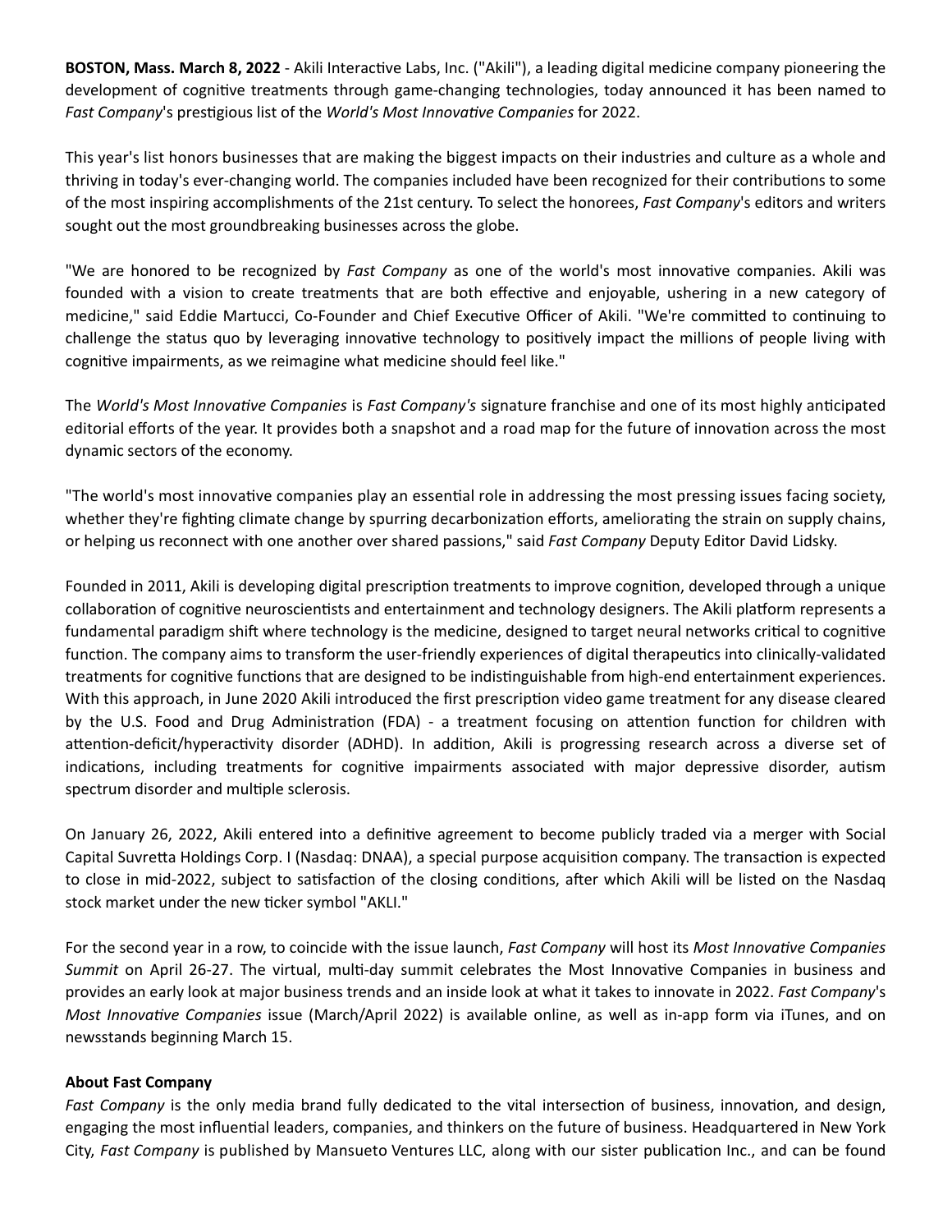**BOSTON, Mass. March 8, 2022** - Akili Interactive Labs, Inc. ("Akili"), a leading digital medicine company pioneering the development of cognitive treatments through game-changing technologies, today announced it has been named to *Fast Company*'s prestigious list of the *World's Most Innovative Companies* for 2022.

This year's list honors businesses that are making the biggest impacts on their industries and culture as a whole and thriving in today's ever-changing world. The companies included have been recognized for their contributions to some of the most inspiring accomplishments of the 21st century. To select the honorees, *Fast Company*'s editors and writers sought out the most groundbreaking businesses across the globe.

"We are honored to be recognized by *Fast Company* as one of the world's most innovative companies. Akili was founded with a vision to create treatments that are both effective and enjoyable, ushering in a new category of medicine," said Eddie Martucci, Co-Founder and Chief Executive Officer of Akili. "We're committed to continuing to challenge the status quo by leveraging innovative technology to positively impact the millions of people living with cognitive impairments, as we reimagine what medicine should feel like."

The *World's Most Innovative Companies* is *Fast Company's* signature franchise and one of its most highly anticipated editorial efforts of the year. It provides both a snapshot and a road map for the future of innovation across the most dynamic sectors of the economy.

"The world's most innovative companies play an essential role in addressing the most pressing issues facing society, whether they're fighting climate change by spurring decarbonization efforts, ameliorating the strain on supply chains, or helping us reconnect with one another over shared passions," said *Fast Company* Deputy Editor David Lidsky.

Founded in 2011, Akili is developing digital prescription treatments to improve cognition, developed through a unique collaboration of cognitive neuroscientists and entertainment and technology designers. The Akili platform represents a fundamental paradigm shift where technology is the medicine, designed to target neural networks critical to cognitive function. The company aims to transform the user-friendly experiences of digital therapeutics into clinically-validated treatments for cognitive functions that are designed to be indistinguishable from high-end entertainment experiences. With this approach, in June 2020 Akili introduced the first prescription video game treatment for any disease cleared by the U.S. Food and Drug Administration (FDA) - a treatment focusing on attention function for children with attention-deficit/hyperactivity disorder (ADHD). In addition, Akili is progressing research across a diverse set of indications, including treatments for cognitive impairments associated with major depressive disorder, autism spectrum disorder and multiple sclerosis.

On January 26, 2022, Akili entered into a definitive agreement to become publicly traded via a merger with Social Capital Suvretta Holdings Corp. I (Nasdaq: DNAA), a special purpose acquisition company. The transaction is expected to close in mid-2022, subject to satisfaction of the closing conditions, after which Akili will be listed on the Nasdaq stock market under the new ticker symbol "AKLI."

For the second year in a row, to coincide with the issue launch, *Fast Company* will host its *Most Innovative Companies Summit* on April 26-27. The virtual, multi-day summit celebrates the Most Innovative Companies in business and provides an early look at major business trends and an inside look at what it takes to innovate in 2022. *Fast Company*'s *Most Innovative Companies* issue (March/April 2022) is available online, as well as in-app form via iTunes, and on newsstands beginning March 15.

**About Fast Company**

*Fast Company* is the only media brand fully dedicated to the vital intersection of business, innovation, and design, engaging the most influential leaders, companies, and thinkers on the future of business. Headquartered in New York City, *Fast Company* is published by Mansueto Ventures LLC, along with our sister publication Inc., and can be found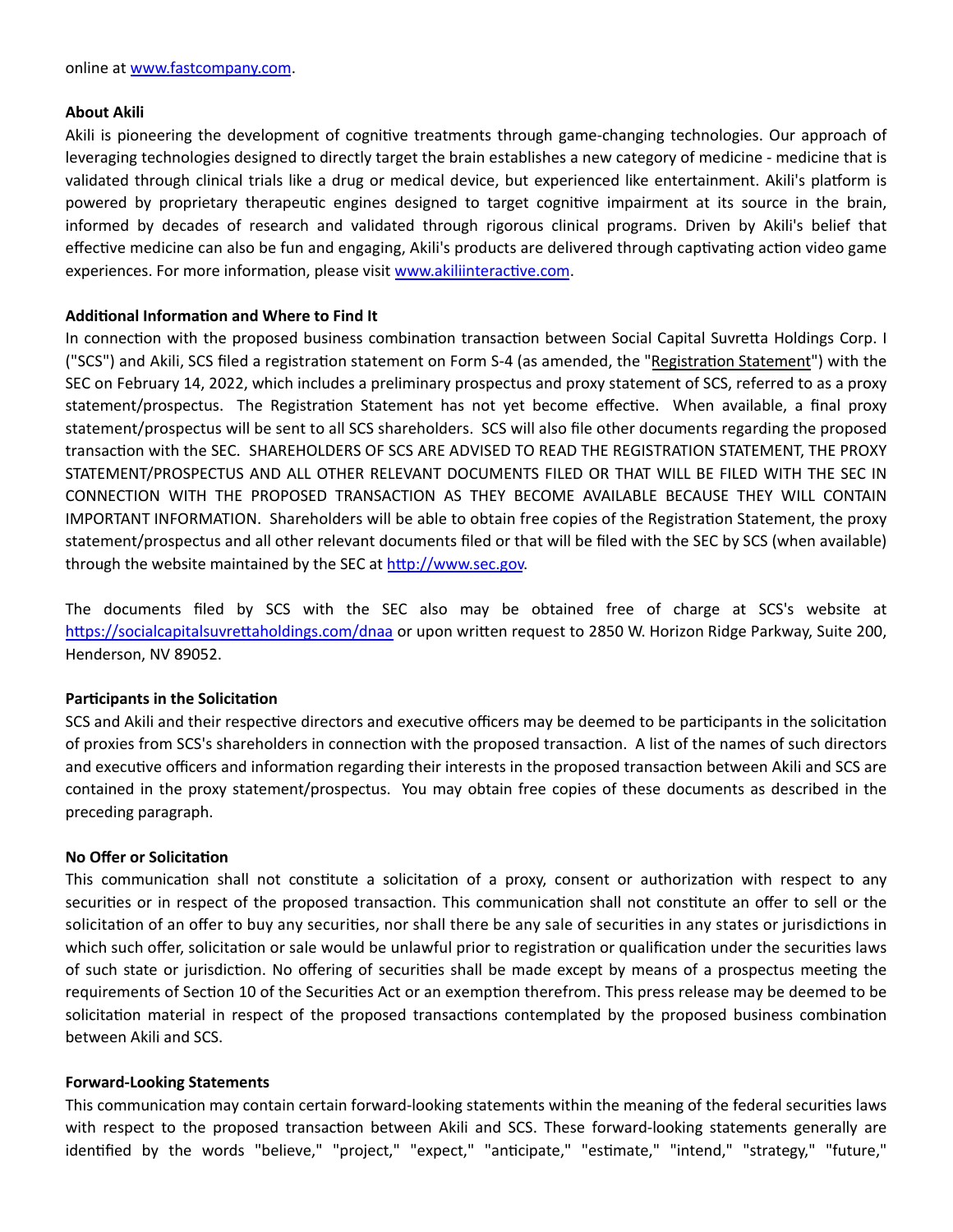online at [www.fastcompany.com](http://www.fastcompany.com).

**About Akili**

Akili is pioneering the development of cognitive treatments through game-changing technologies. Our approach of leveraging technologies designed to directly target the brain establishes a new category of medicine - medicine that is validated through clinical trials like a drug or medical device, but experienced like entertainment. Akili's platform is powered by proprietary therapeutic engines designed to target cognitive impairment at its source in the brain, informed by decades of research and validated through rigorous clinical programs. Driven by Akili's belief that effective medicine can also be fun and engaging, Akili's products are delivered through captivating action video game experiences. For more information, please visit [www.akiliinteractive.com](http://www.akiliinteractive.com).

**Additional Information and Where to Find It**

In connection with the proposed business combination transaction between Social Capital Suvretta Holdings Corp. I ("SCS") and Akili, SCS filed a registration statement on Form S-4 (as amended, the "Registration Statement") with the SEC on February 14, 2022, which includes a preliminary prospectus and proxy statement of SCS, referred to as a proxy statement/prospectus. The Registration Statement has not yet become effective. When available, a final proxy statement/prospectus will be sent to all SCS shareholders. SCS will also file other documents regarding the proposed transaction with the SEC. SHAREHOLDERS OF SCS ARE ADVISED TO READ THE REGISTRATION STATEMENT, THE PROXY STATEMENT/PROSPECTUS AND ALL OTHER RELEVANT DOCUMENTS FILED OR THAT WILL BE FILED WITH THE SEC IN CONNECTION WITH THE PROPOSED TRANSACTION AS THEY BECOME AVAILABLE BECAUSE THEY WILL CONTAIN IMPORTANT INFORMATION. Shareholders will be able to obtain free copies of the Registration Statement, the proxy statement/prospectus and all other relevant documents filed or that will be filed with the SEC by SCS (when available) through the website maintained by the SEC at [http://www.sec.gov](http://www.sec.gov).

The documents filed by SCS with the SEC also may be obtained free of charge at SCS's website at [https://socialcapitalsuvrettaholdings.com/dnaa](https://socialcapitalsuvrettaholdings.com/dnaa) or upon written request to 2850 W. Horizon Ridge Parkway, Suite 200, Henderson, NV 89052.

**Participants in the Solicitation**

SCS and Akili and their respective directors and executive officers may be deemed to be participants in the solicitation of proxies from SCS's shareholders in connection with the proposed transaction. A list of the names of such directors and executive officers and information regarding their interests in the proposed transaction between Akili and SCS are contained in the proxy statement/prospectus. You may obtain free copies of these documents as described in the preceding paragraph.

**No Offer or Solicitation**

This communication shall not constitute a solicitation of a proxy, consent or authorization with respect to any securities or in respect of the proposed transaction. This communication shall not constitute an offer to sell or the solicitation of an offer to buy any securities, nor shall there be any sale of securities in any states or jurisdictions in which such offer, solicitation or sale would be unlawful prior to registration or qualification under the securities laws of such state or jurisdiction. No offering of securities shall be made except by means of a prospectus meeting the requirements of Section 10 of the Securities Act or an exemption therefrom. This press release may be deemed to be solicitation material in respect of the proposed transactions contemplated by the proposed business combination between Akili and SCS.

**Forward-Looking Statements**

This communication may contain certain forward-looking statements within the meaning of the federal securities laws with respect to the proposed transaction between Akili and SCS. These forward-looking statements generally are identified by the words "believe," "project," "expect," "anticipate," "estimate," "intend," "strategy," "future,"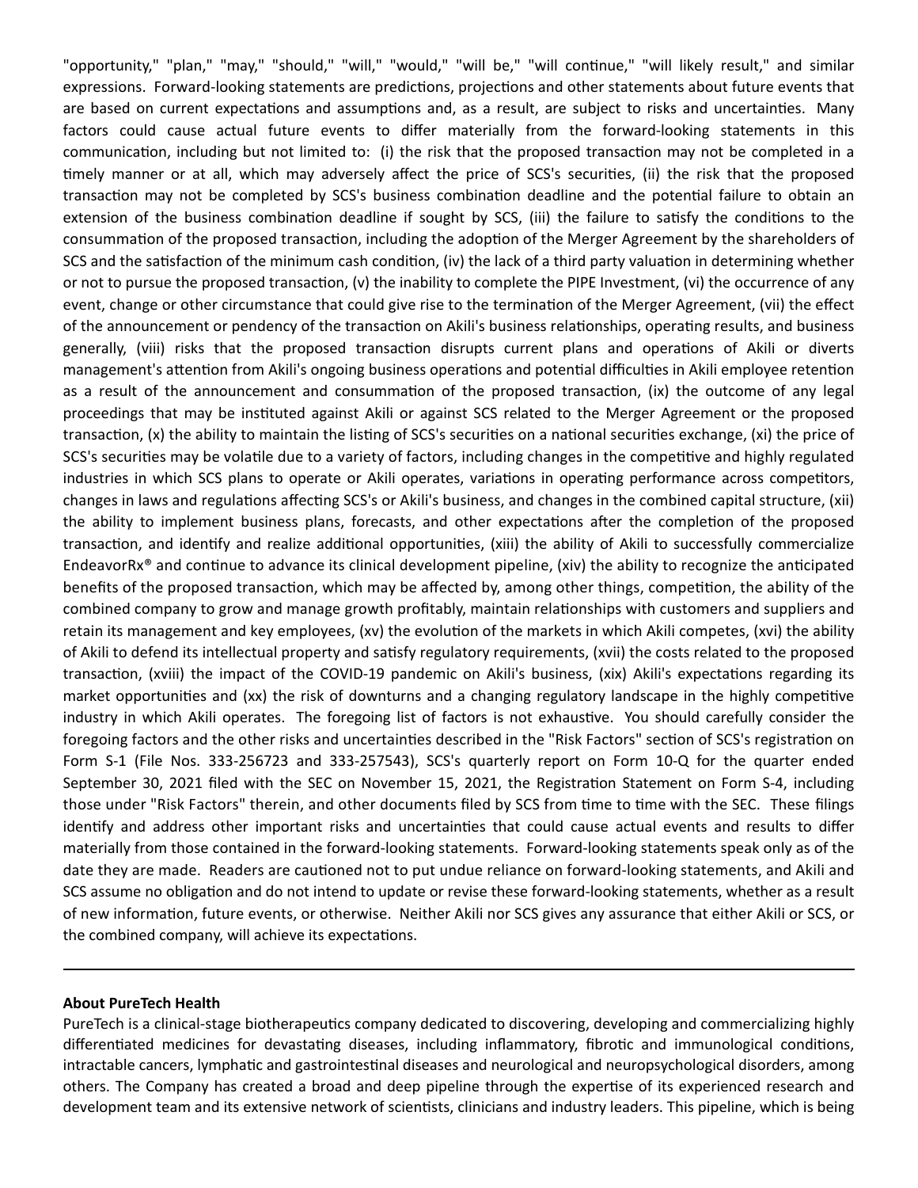"opportunity," "plan," "may," "should," "will," "would," "will be," "will continue," "will likely result," and similar expressions. Forward-looking statements are predictions, projections and other statements about future events that are based on current expectations and assumptions and, as a result, are subject to risks and uncertainties. Many factors could cause actual future events to differ materially from the forward-looking statements in this communication, including but not limited to: (i) the risk that the proposed transaction may not be completed in a timely manner or at all, which may adversely affect the price of SCS's securities, (ii) the risk that the proposed transaction may not be completed by SCS's business combination deadline and the potential failure to obtain an extension of the business combination deadline if sought by SCS, (iii) the failure to satisfy the conditions to the consummation of the proposed transaction, including the adoption of the Merger Agreement by the shareholders of SCS and the satisfaction of the minimum cash condition, (iv) the lack of a third party valuation in determining whether or not to pursue the proposed transaction, (v) the inability to complete the PIPE Investment, (vi) the occurrence of any event, change or other circumstance that could give rise to the termination of the Merger Agreement, (vii) the effect of the announcement or pendency of the transaction on Akili's business relationships, operating results, and business generally, (viii) risks that the proposed transaction disrupts current plans and operations of Akili or diverts management's attention from Akili's ongoing business operations and potential difficulties in Akili employee retention as a result of the announcement and consummation of the proposed transaction, (ix) the outcome of any legal proceedings that may be instituted against Akili or against SCS related to the Merger Agreement or the proposed transaction, (x) the ability to maintain the listing of SCS's securities on a national securities exchange, (xi) the price of SCS's securities may be volatile due to a variety of factors, including changes in the competitive and highly regulated industries in which SCS plans to operate or Akili operates, variations in operating performance across competitors, changes in laws and regulations affecting SCS's or Akili's business, and changes in the combined capital structure, (xii) the ability to implement business plans, forecasts, and other expectations after the completion of the proposed transaction, and identify and realize additional opportunities, (xiii) the ability of Akili to successfully commercialize EndeavorRx® and continue to advance its clinical development pipeline, (xiv) the ability to recognize the anticipated benefits of the proposed transaction, which may be affected by, among other things, competition, the ability of the combined company to grow and manage growth profitably, maintain relationships with customers and suppliers and retain its management and key employees, (xv) the evolution of the markets in which Akili competes, (xvi) the ability of Akili to defend its intellectual property and satisfy regulatory requirements, (xvii) the costs related to the proposed transaction, (xviii) the impact of the COVID-19 pandemic on Akili's business, (xix) Akili's expectations regarding its market opportunities and (xx) the risk of downturns and a changing regulatory landscape in the highly competitive industry in which Akili operates. The foregoing list of factors is not exhaustive. You should carefully consider the foregoing factors and the other risks and uncertainties described in the "Risk Factors" section of SCS's registration on Form S-1 (File Nos. 333-256723 and 333-257543), SCS's quarterly report on Form 10-Q for the quarter ended September 30, 2021 filed with the SEC on November 15, 2021, the Registration Statement on Form S-4, including those under "Risk Factors" therein, and other documents filed by SCS from time to time with the SEC. These filings identify and address other important risks and uncertainties that could cause actual events and results to differ materially from those contained in the forward-looking statements. Forward-looking statements speak only as of the date they are made. Readers are cautioned not to put undue reliance on forward-looking statements, and Akili and SCS assume no obligation and do not intend to update or revise these forward-looking statements, whether as a result of new information, future events, or otherwise. Neither Akili nor SCS gives any assurance that either Akili or SCS, or the combined company, will achieve its expectations.

---

**About PureTech Health**

PureTech is a clinical-stage biotherapeutics company dedicated to discovering, developing and commercializing highly differentiated medicines for devastating diseases, including inflammatory, fibrotic and immunological conditions, intractable cancers, lymphatic and gastrointestinal diseases and neurological and neuropsychological disorders, among others. The Company has created a broad and deep pipeline through the expertise of its experienced research and development team and its extensive network of scientists, clinicians and industry leaders. This pipeline, which is being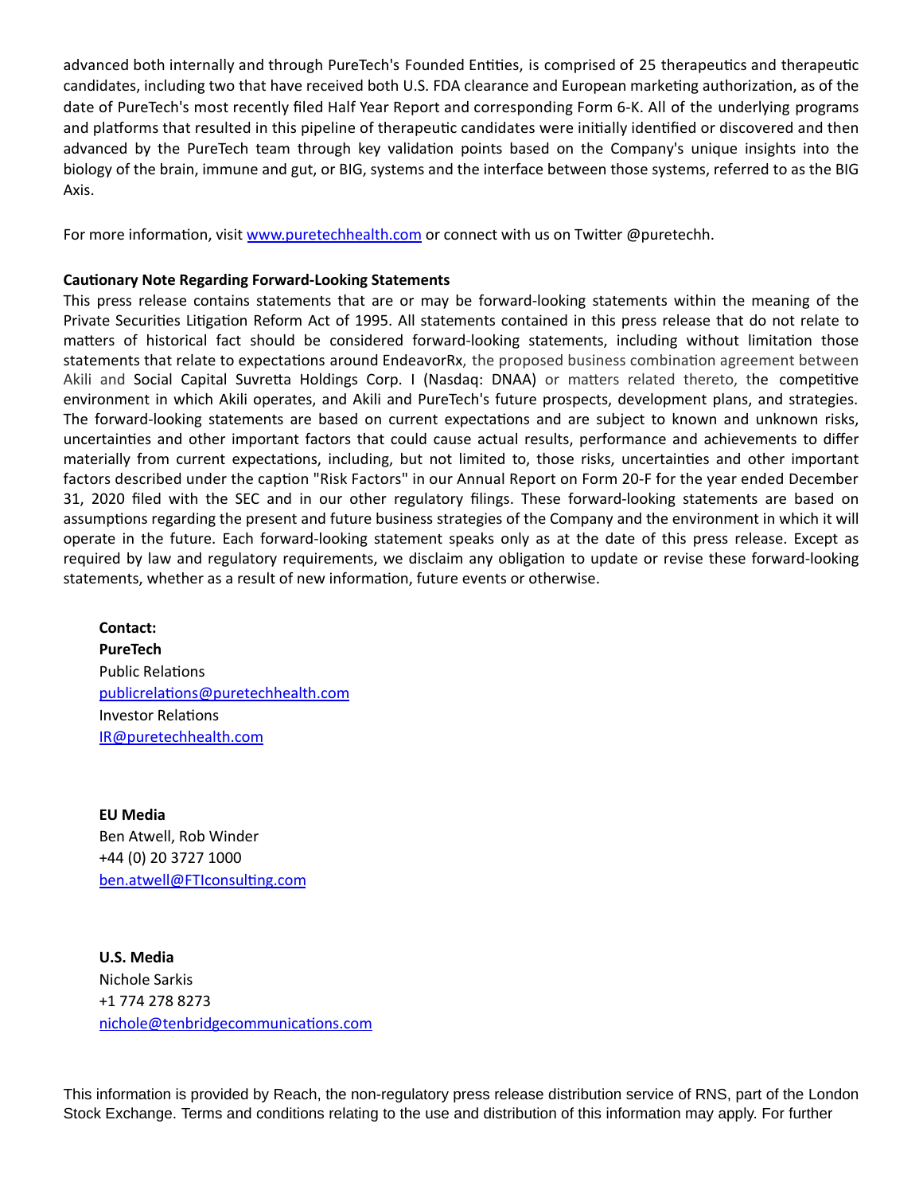advanced both internally and through PureTech's Founded Entities, is comprised of 25 therapeutics and therapeutic candidates, including two that have received both U.S. FDA clearance and European marketing authorization, as of the date of PureTech's most recently filed Half Year Report and corresponding Form 6-K. All of the underlying programs and platforms that resulted in this pipeline of therapeutic candidates were initially identified or discovered and then advanced by the PureTech team through key validation points based on the Company's unique insights into the biology of the brain, immune and gut, or BIG, systems and the interface between those systems, referred to as the BIG Axis.

For more information, visit [www.puretechhealth.com](http://www.puretechhealth.com) or connect with us on Twitter @puretechh.

**Cautionary Note Regarding Forward-Looking Statements**

This press release contains statements that are or may be forward-looking statements within the meaning of the Private Securities Litigation Reform Act of 1995. All statements contained in this press release that do not relate to matters of historical fact should be considered forward-looking statements, including without limitation those statements that relate to expectations around EndeavorRx, the proposed business combination agreement between Akili and Social Capital Suvretta Holdings Corp. I (Nasdaq: DNAA) or matters related thereto, the competitive environment in which Akili operates, and Akili and PureTech's future prospects, development plans, and strategies. The forward-looking statements are based on current expectations and are subject to known and unknown risks, uncertainties and other important factors that could cause actual results, performance and achievements to differ materially from current expectations, including, but not limited to, those risks, uncertainties and other important factors described under the caption "Risk Factors" in our Annual Report on Form 20-F for the year ended December 31, 2020 filed with the SEC and in our other regulatory filings. These forward-looking statements are based on assumptions regarding the present and future business strategies of the Company and the environment in which it will operate in the future. Each forward-looking statement speaks only as at the date of this press release. Except as required by law and regulatory requirements, we disclaim any obligation to update or revise these forward-looking statements, whether as a result of new information, future events or otherwise.

**Contact:**
**PureTech**
Public Relations
[publicrelations@puretechhealth.com](mailto:publicrelations@puretechhealth.com)
Investor Relations
[IR@puretechhealth.com](mailto:IR@puretechhealth.com)

**EU Media**
Ben Atwell, Rob Winder
+44 (0) 20 3727 1000
[ben.atwell@FTIconsulting.com](mailto:ben.atwell@FTIconsulting.com)

**U.S. Media**
Nichole Sarkis
+1 774 278 8273
[nichole@tenbridgecommunications.com](mailto:nichole@tenbridgecommunications.com)

This information is provided by Reach, the non-regulatory press release distribution service of RNS, part of the London Stock Exchange. Terms and conditions relating to the use and distribution of this information may apply. For further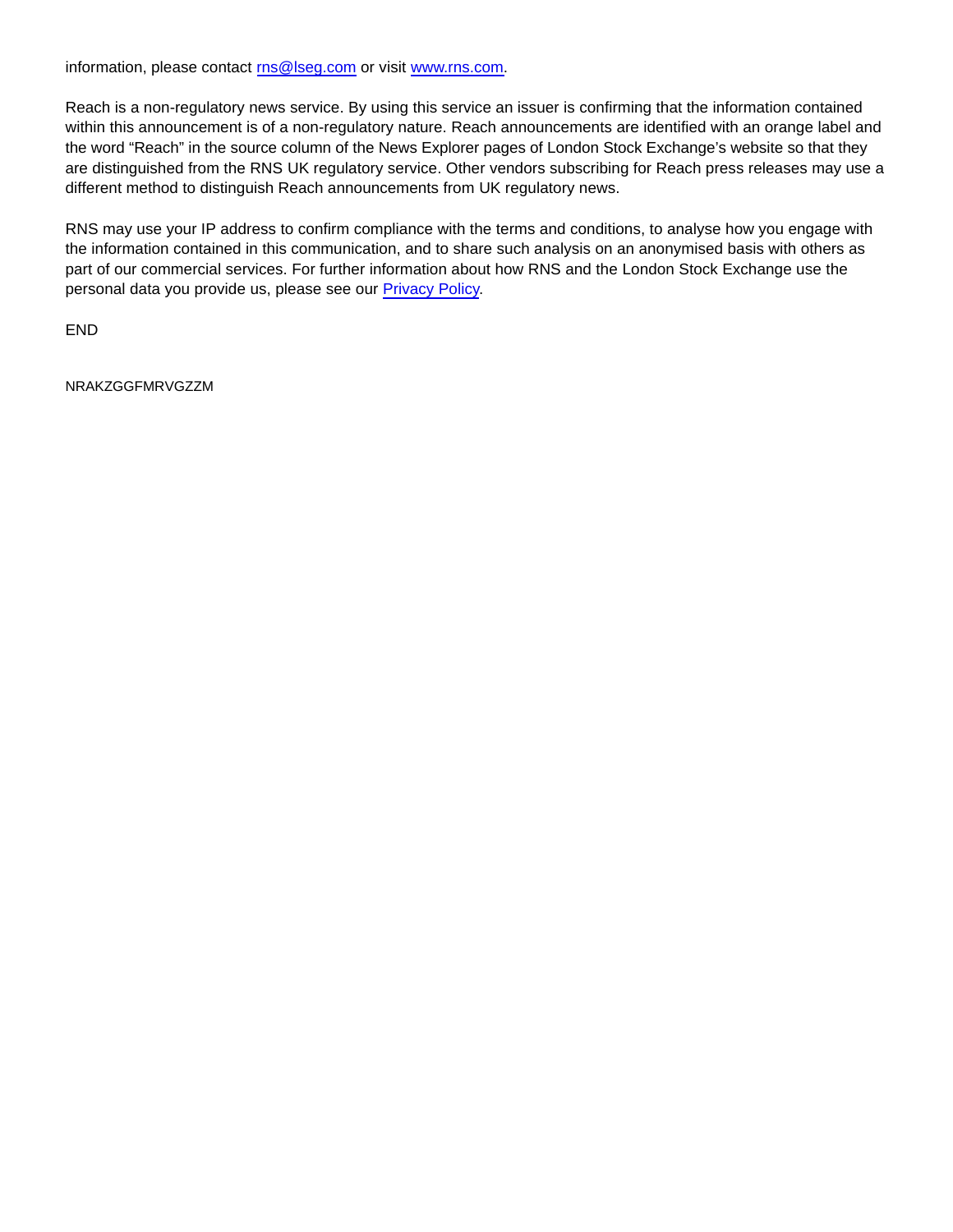information, please contact [rns@lseg.com](mailto:rns@lseg.com) or visit [www.rns.com](http://www.rns.com).

Reach is a non-regulatory news service. By using this service an issuer is confirming that the information contained within this announcement is of a non-regulatory nature. Reach announcements are identified with an orange label and the word “Reach” in the source column of the News Explorer pages of London Stock Exchange’s website so that they are distinguished from the RNS UK regulatory service. Other vendors subscribing for Reach press releases may use a different method to distinguish Reach announcements from UK regulatory news.

RNS may use your IP address to confirm compliance with the terms and conditions, to analyse how you engage with the information contained in this communication, and to share such analysis on an anonymised basis with others as part of our commercial services. For further information about how RNS and the London Stock Exchange use the personal data you provide us, please see our Privacy Policy.

END

NRAKZGGFMRVGZZM